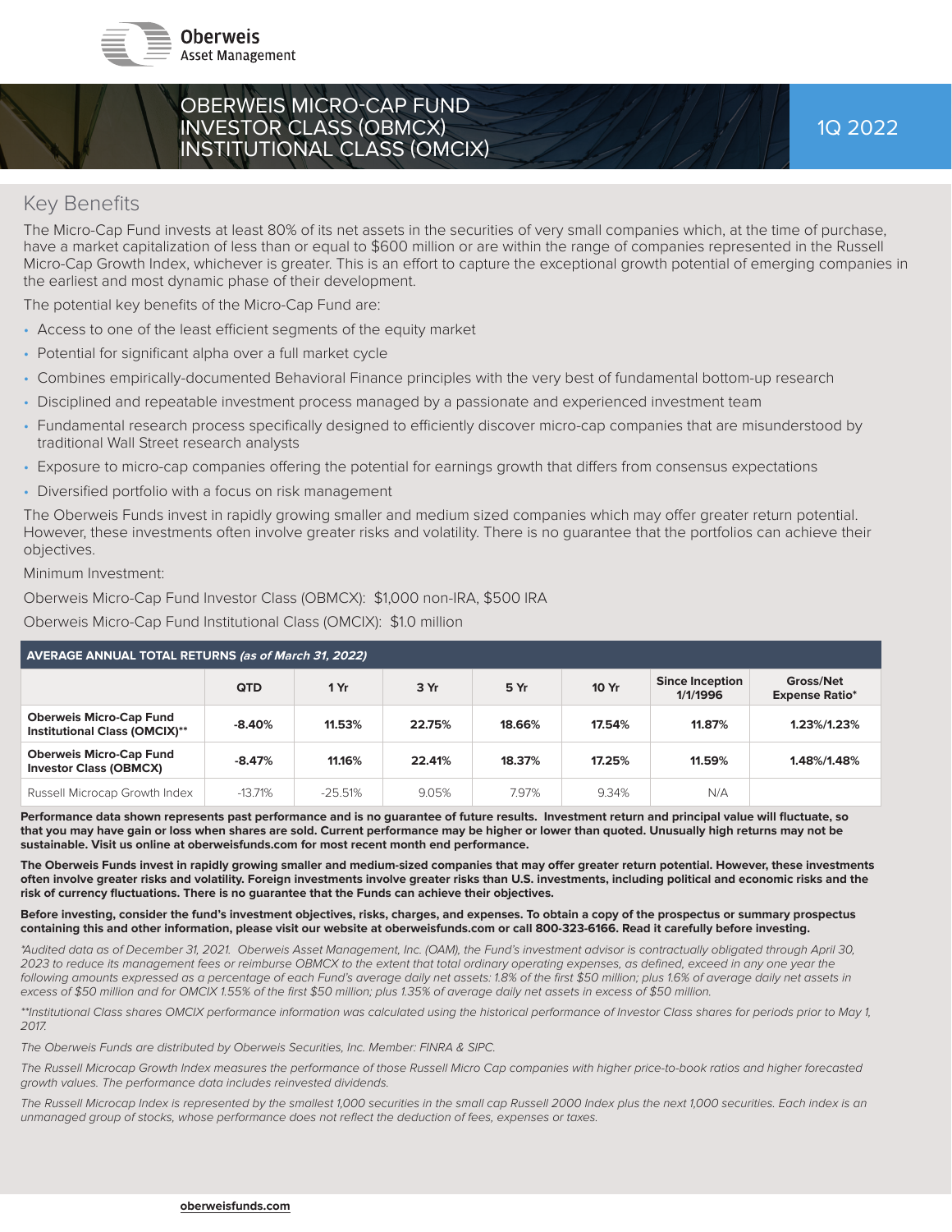Oberweis Asset Management

# OBERWEIS MICRO-CAP FUND INVESTOR CLASS (OBMCX) INSTITUTIONAL CLASS (OMCIX)

1Q 2022

## Key Benefits

The Micro-Cap Fund invests at least 80% of its net assets in the securities of very small companies which, at the time of purchase, have a market capitalization of less than or equal to $600 million or are within the range of companies represented in the Russell Micro-Cap Growth Index, whichever is greater. This is an effort to capture the exceptional growth potential of emerging companies in the earliest and most dynamic phase of their development.

The potential key benefits of the Micro-Cap Fund are:

- Access to one of the least efficient segments of the equity market
- Potential for significant alpha over a full market cycle
- Combines empirically-documented Behavioral Finance principles with the very best of fundamental bottom-up research
- Disciplined and repeatable investment process managed by a passionate and experienced investment team
- Fundamental research process specifically designed to efficiently discover micro-cap companies that are misunderstood by traditional Wall Street research analysts
- Exposure to micro-cap companies offering the potential for earnings growth that differs from consensus expectations
- Diversified portfolio with a focus on risk management

The Oberweis Funds invest in rapidly growing smaller and medium sized companies which may offer greater return potential. However, these investments often involve greater risks and volatility. There is no guarantee that the portfolios can achieve their objectives.

Minimum Investment:

Oberweis Micro-Cap Fund Investor Class (OBMCX): $1,000 non-IRA, $500 IRA

Oberweis Micro-Cap Fund Institutional Class (OMCIX): $1.0 million

**AVERAGE ANNUAL TOTAL RETURNS** ***(as of March 31, 2022)***

| | QTD | 1 Yr | 3 Yr | 5 Yr | 10 Yr | Since Inception 1/1/1996 | Gross/Net Expense Ratio* |
|---|---|---|---|---|---|---|---|
| **Oberweis Micro-Cap Fund Institutional Class (OMCIX)**** | **-8.40%** | **11.53%** | **22.75%** | **18.66%** | **17.54%** | **11.87%** | **1.23%/1.23%** |
| **Oberweis Micro-Cap Fund Investor Class (OBMCX)** | **-8.47%** | **11.16%** | **22.41%** | **18.37%** | **17.25%** | **11.59%** | **1.48%/1.48%** |
| Russell Microcap Growth Index | -13.71% | -25.51% | 9.05% | 7.97% | 9.34% | N/A | |

**Performance data shown represents past performance and is no guarantee of future results. Investment return and principal value will fluctuate, so that you may have gain or loss when shares are sold. Current performance may be higher or lower than quoted. Unusually high returns may not be sustainable. Visit us online at oberweisfunds.com for most recent month end performance.**

**The Oberweis Funds invest in rapidly growing smaller and medium-sized companies that may offer greater return potential. However, these investments often involve greater risks and volatility. Foreign investments involve greater risks than U.S. investments, including political and economic risks and the risk of currency fluctuations. There is no guarantee that the Funds can achieve their objectives.**

**Before investing, consider the fund's investment objectives, risks, charges, and expenses. To obtain a copy of the prospectus or summary prospectus containing this and other information, please visit our website at oberweisfunds.com or call 800-323-6166. Read it carefully before investing.**

*\*Audited data as of December 31, 2021. Oberweis Asset Management, Inc. (OAM), the Fund's investment advisor is contractually obligated through April 30, 2023 to reduce its management fees or reimburse OBMCX to the extent that total ordinary operating expenses, as defined, exceed in any one year the following amounts expressed as a percentage of each Fund's average daily net assets: 1.8% of the first $50 million; plus 1.6% of average daily net assets in excess of $50 million and for OMCIX 1.55% of the first $50 million; plus 1.35% of average daily net assets in excess of $50 million.*

*\*\*Institutional Class shares OMCIX performance information was calculated using the historical performance of Investor Class shares for periods prior to May 1, 2017.*

*The Oberweis Funds are distributed by Oberweis Securities, Inc. Member: FINRA & SIPC.*

*The Russell Microcap Growth Index measures the performance of those Russell Micro Cap companies with higher price-to-book ratios and higher forecasted growth values. The performance data includes reinvested dividends.*

*The Russell Microcap Index is represented by the smallest 1,000 securities in the small cap Russell 2000 Index plus the next 1,000 securities. Each index is an unmanaged group of stocks, whose performance does not reflect the deduction of fees, expenses or taxes.*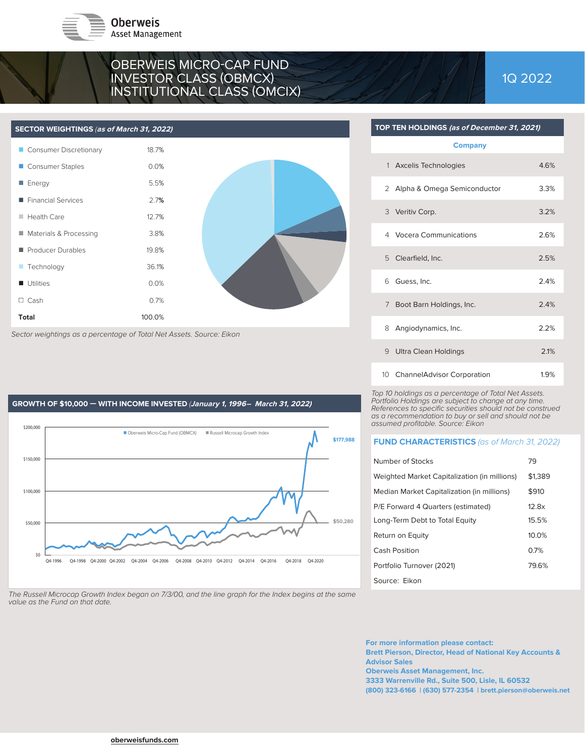Oberweis Asset Management

# OBERWEIS MICRO-CAP FUND
# INVESTOR CLASS (OBMCX)
# INSTITUTIONAL CLASS (OMCIX)

1Q 2022

## SECTOR WEIGHTINGS *(as of March 31, 2022)*

| | |
|---|---|
| Consumer Discretionary | 18.7% |
| Consumer Staples | 0.0% |
| Energy | 5.5% |
| Financial Services | 2.7% |
| Health Care | 12.7% |
| Materials & Processing | 3.8% |
| Producer Durables | 19.8% |
| Technology | 36.1% |
| Utilities | 0.0% |
| Cash | 0.7% |
| **Total** | 100.0% |

*Sector weightings as a percentage of Total Net Assets. Source: Eikon*

## TOP TEN HOLDINGS *(as of December 31, 2021)*

| | Company | |
|---|---|---|
| 1 | Axcelis Technologies | 4.6% |
| 2 | Alpha & Omega Semiconductor | 3.3% |
| 3 | Veritiv Corp. | 3.2% |
| 4 | Vocera Communications | 2.6% |
| 5 | Clearfield, Inc. | 2.5% |
| 6 | Guess, Inc. | 2.4% |
| 7 | Boot Barn Holdings, Inc. | 2.4% |
| 8 | Angiodynamics, Inc. | 2.2% |
| 9 | Ultra Clean Holdings | 2.1% |
| 10 | ChannelAdvisor Corporation | 1.9% |

*Top 10 holdings as a percentage of Total Net Assets. Portfolio Holdings are subject to change at any time. References to specific securities should not be construed as a recommendation to buy or sell and should not be assumed profitable. Source: Eikon*

## GROWTH OF $10,000 — WITH INCOME INVESTED *(January 1, 1996– March 31, 2022)*

Oberweis Micro-Cap Fund (OBMCX)
Russell Microcap Growth Index

$200,000
$150,000
$100,000
$50,000
$0

Q4-1996 Q4-1998 Q4-2000 Q4-2002 Q4-2004 Q4-2006 Q4-2008 Q4-2010 Q4-2012 Q4-2014 Q4-2016 Q4-2018 Q4-2020

$177,988
$50,280

*The Russell Microcap Growth Index began on 7/3/00, and the line graph for the Index begins at the same value as the Fund on that date.*

## FUND CHARACTERISTICS *(as of March 31, 2022)*

| | |
|---|---|
| Number of Stocks | 79 |
| Weighted Market Capitalization (in millions) | $1,389 |
| Median Market Capitalization (in millions) | $910 |
| P/E Forward 4 Quarters (estimated) | 12.8x |
| Long-Term Debt to Total Equity | 15.5% |
| Return on Equity | 10.0% |
| Cash Position | 0.7% |
| Portfolio Turnover (2021) | 79.6% |

Source: Eikon

**For more information please contact:**
**Brett Pierson, Director, Head of National Key Accounts & Advisor Sales**
**Oberweis Asset Management, Inc.**
**3333 Warrenville Rd., Suite 500, Lisle, IL 60532**
**(800) 323-6166 | (630) 577-2354 | brett.pierson@oberweis.net**

oberweisfunds.com